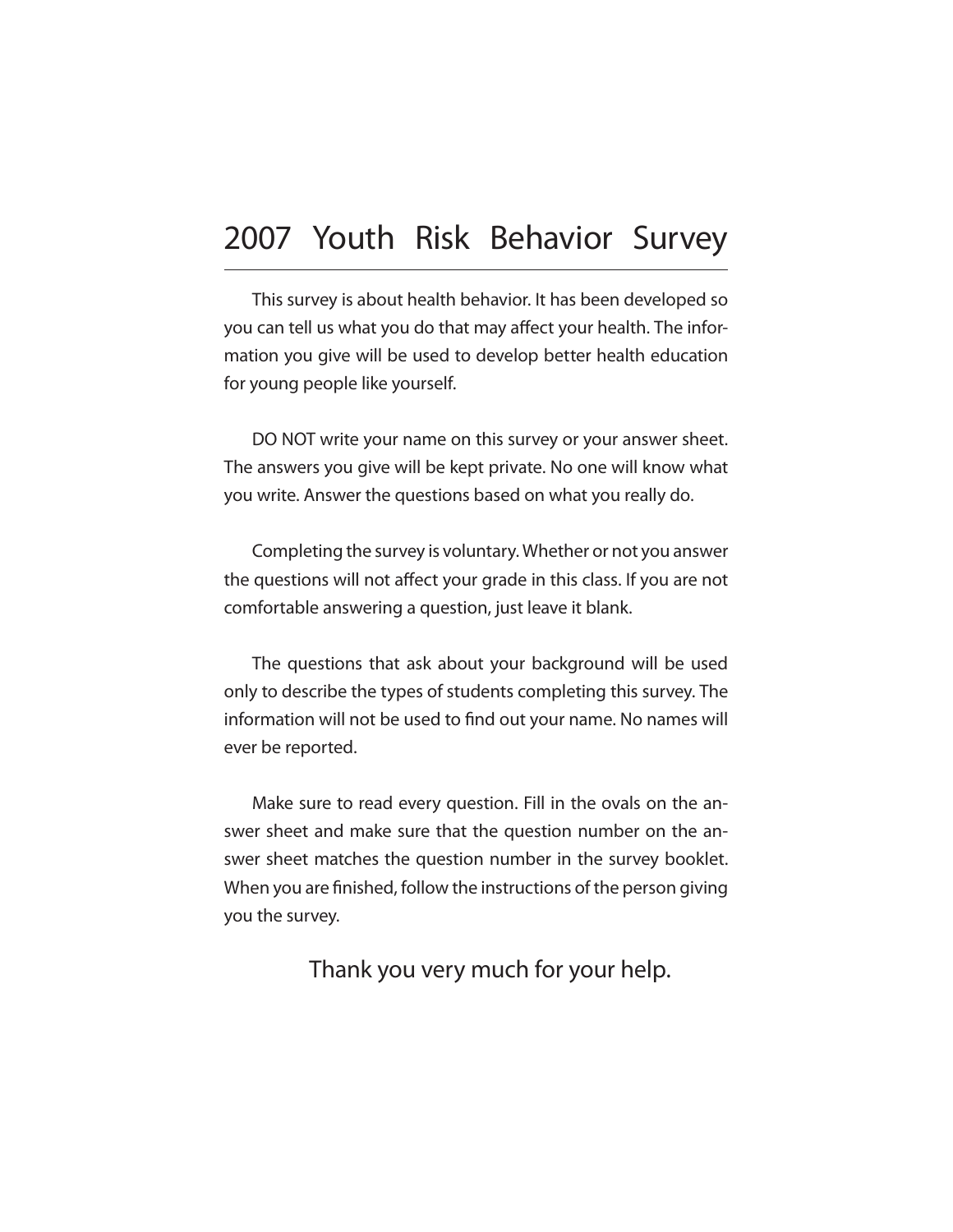# 2007 Youth Risk Behavior Survey

This survey is about health behavior. It has been developed so you can tell us what you do that may affect your health. The information you give will be used to develop better health education for young people like yourself.

DO NOT write your name on this survey or your answer sheet. The answers you give will be kept private. No one will know what you write. Answer the questions based on what you really do.

Completing the survey is voluntary. Whether or not you answer the questions will not affect your grade in this class. If you are not comfortable answering a question, just leave it blank.

The questions that ask about your background will be used only to describe the types of students completing this survey. The information will not be used to find out your name. No names will ever be reported.

Make sure to read every question. Fill in the ovals on the answer sheet and make sure that the question number on the answer sheet matches the question number in the survey booklet. When you are finished, follow the instructions of the person giving you the survey.

Thank you very much for your help.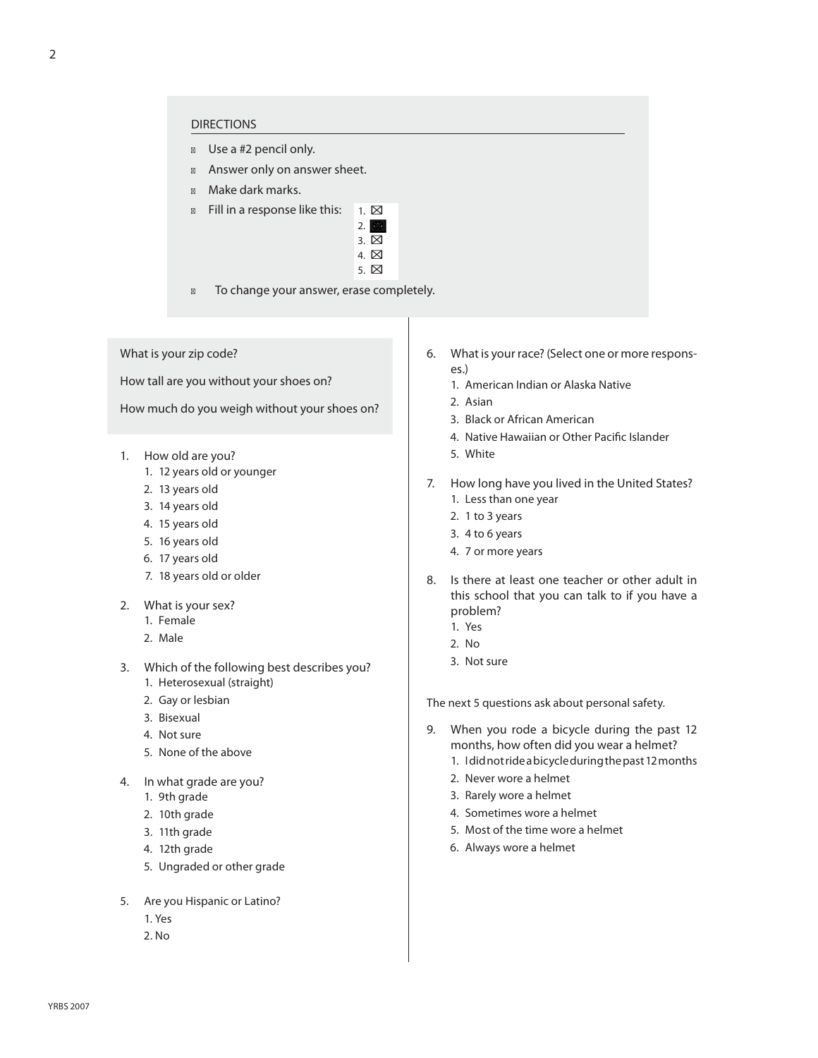## DIRECTIONS

- Use a #2 pencil only.
- Answer only on answer sheet.
- Make dark marks.
- Fill in a response like this:

  1. ☒
  2. ■
  3. ☒
  4. ☒
  5. ☒

- To change your answer, erase completely.

What is your zip code?

How tall are you without your shoes on?

How much do you weigh without your shoes on?

1. How old are you?
   1. 12 years old or younger
   2. 13 years old
   3. 14 years old
   4. 15 years old
   5. 16 years old
   6. 17 years old
   7. 18 years old or older

2. What is your sex?
   1. Female
   2. Male

3. Which of the following best describes you?
   1. Heterosexual (straight)
   2. Gay or lesbian
   3. Bisexual
   4. Not sure
   5. None of the above

4. In what grade are you?
   1. 9th grade
   2. 10th grade
   3. 11th grade
   4. 12th grade
   5. Ungraded or other grade

5. Are you Hispanic or Latino?
   1. Yes
   2. No

6. What is your race? (Select one or more responses.)
   1. American Indian or Alaska Native
   2. Asian
   3. Black or African American
   4. Native Hawaiian or Other Pacific Islander
   5. White

7. How long have you lived in the United States?
   1. Less than one year
   2. 1 to 3 years
   3. 4 to 6 years
   4. 7 or more years

8. Is there at least one teacher or other adult in this school that you can talk to if you have a problem?
   1. Yes
   2. No
   3. Not sure

The next 5 questions ask about personal safety.

9. When you rode a bicycle during the past 12 months, how often did you wear a helmet?
   1. I did not ride a bicycle during the past 12 months
   2. Never wore a helmet
   3. Rarely wore a helmet
   4. Sometimes wore a helmet
   5. Most of the time wore a helmet
   6. Always wore a helmet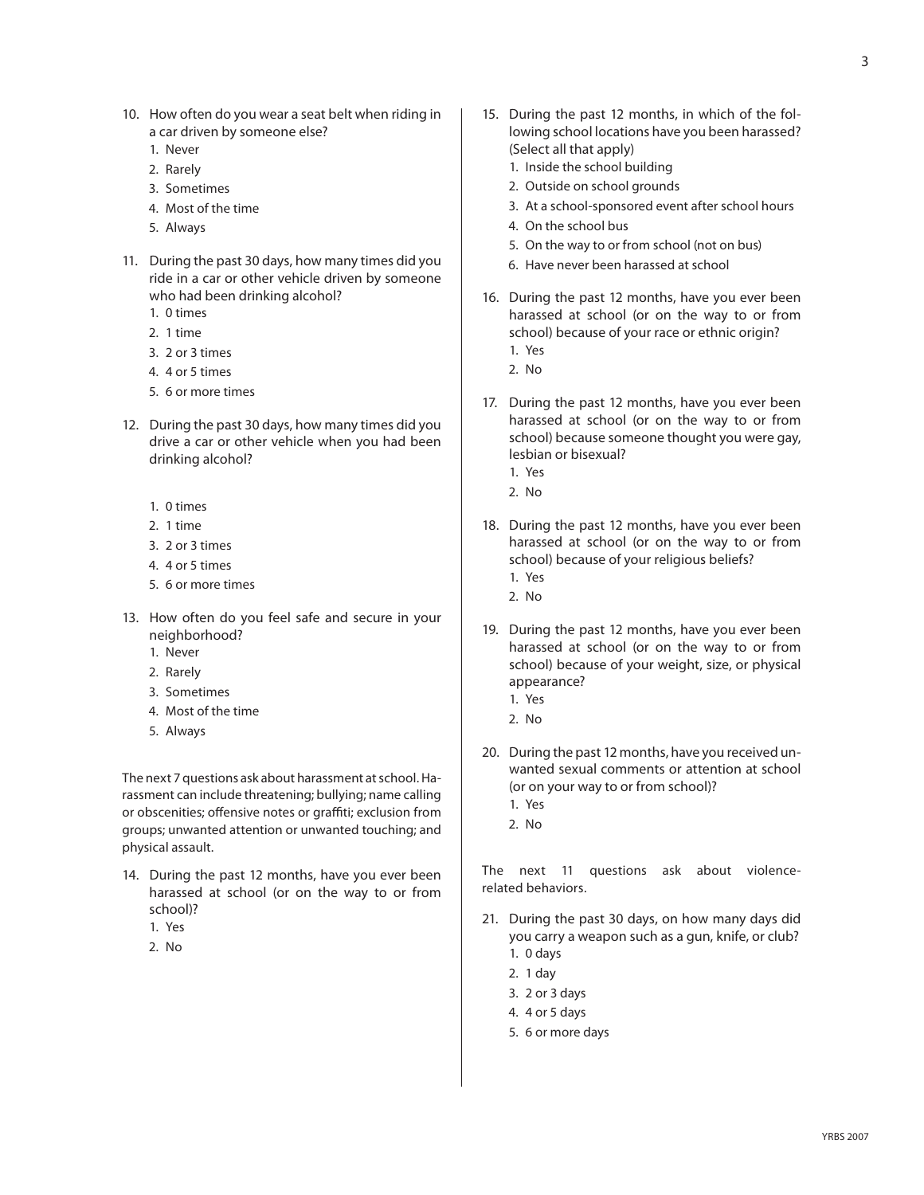10. How often do you wear a seat belt when riding in a car driven by someone else?
    1. Never
    2. Rarely
    3. Sometimes
    4. Most of the time
    5. Always

11. During the past 30 days, how many times did you ride in a car or other vehicle driven by someone who had been drinking alcohol?
    1. 0 times
    2. 1 time
    3. 2 or 3 times
    4. 4 or 5 times
    5. 6 or more times

12. During the past 30 days, how many times did you drive a car or other vehicle when you had been drinking alcohol?
    1. 0 times
    2. 1 time
    3. 2 or 3 times
    4. 4 or 5 times
    5. 6 or more times

13. How often do you feel safe and secure in your neighborhood?
    1. Never
    2. Rarely
    3. Sometimes
    4. Most of the time
    5. Always

The next 7 questions ask about harassment at school. Harassment can include threatening; bullying; name calling or obscenities; offensive notes or graffiti; exclusion from groups; unwanted attention or unwanted touching; and physical assault.

14. During the past 12 months, have you ever been harassed at school (or on the way to or from school)?
    1. Yes
    2. No

15. During the past 12 months, in which of the following school locations have you been harassed? (Select all that apply)
    1. Inside the school building
    2. Outside on school grounds
    3. At a school-sponsored event after school hours
    4. On the school bus
    5. On the way to or from school (not on bus)
    6. Have never been harassed at school

16. During the past 12 months, have you ever been harassed at school (or on the way to or from school) because of your race or ethnic origin?
    1. Yes
    2. No

17. During the past 12 months, have you ever been harassed at school (or on the way to or from school) because someone thought you were gay, lesbian or bisexual?
    1. Yes
    2. No

18. During the past 12 months, have you ever been harassed at school (or on the way to or from school) because of your religious beliefs?
    1. Yes
    2. No

19. During the past 12 months, have you ever been harassed at school (or on the way to or from school) because of your weight, size, or physical appearance?
    1. Yes
    2. No

20. During the past 12 months, have you received unwanted sexual comments or attention at school (or on your way to or from school)?
    1. Yes
    2. No

The next 11 questions ask about violence-related behaviors.

21. During the past 30 days, on how many days did you carry a weapon such as a gun, knife, or club?
    1. 0 days
    2. 1 day
    3. 2 or 3 days
    4. 4 or 5 days
    5. 6 or more days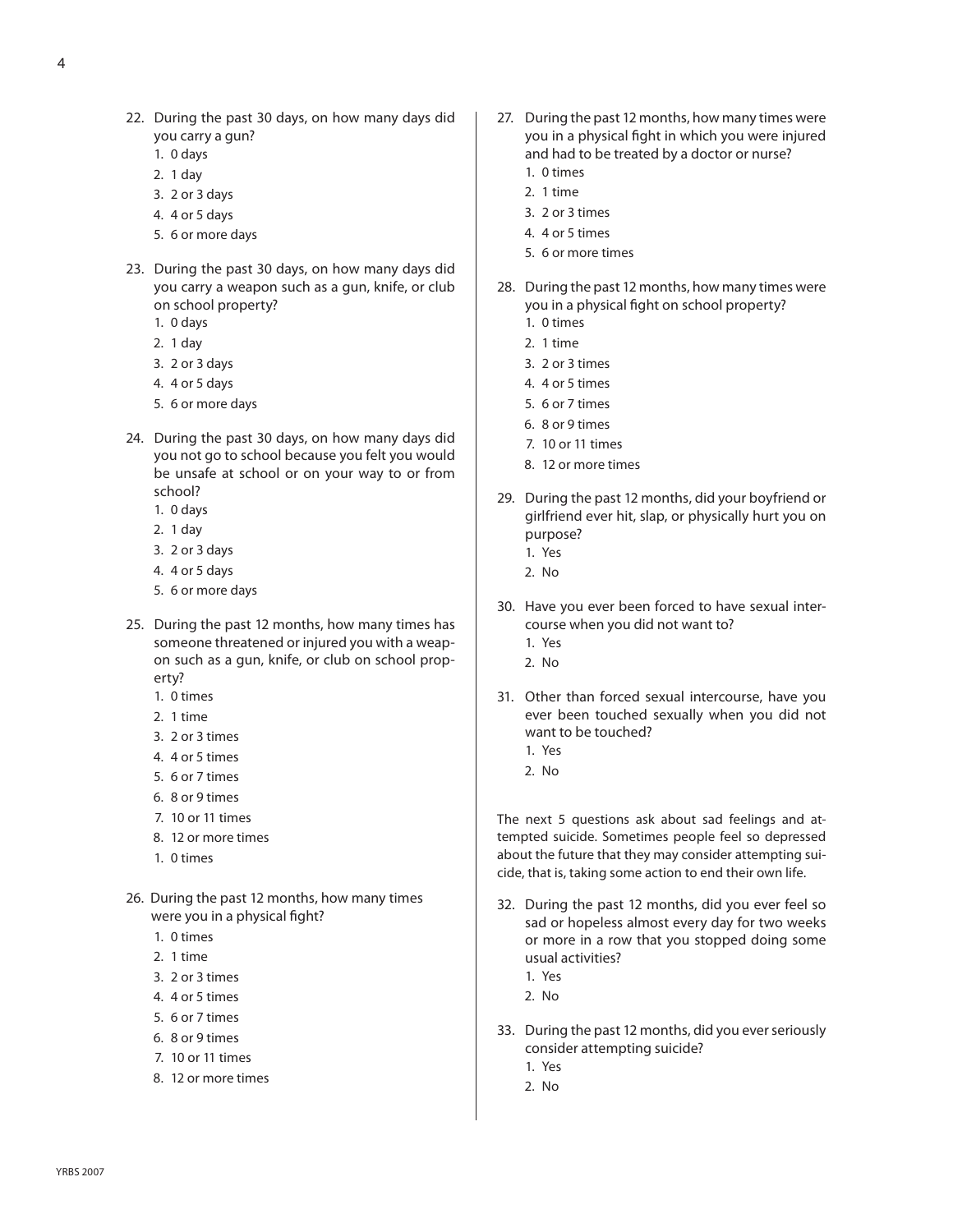22. During the past 30 days, on how many days did you carry a gun?
    1. 0 days
    2. 1 day
    3. 2 or 3 days
    4. 4 or 5 days
    5. 6 or more days

23. During the past 30 days, on how many days did you carry a weapon such as a gun, knife, or club on school property?
    1. 0 days
    2. 1 day
    3. 2 or 3 days
    4. 4 or 5 days
    5. 6 or more days

24. During the past 30 days, on how many days did you not go to school because you felt you would be unsafe at school or on your way to or from school?
    1. 0 days
    2. 1 day
    3. 2 or 3 days
    4. 4 or 5 days
    5. 6 or more days

25. During the past 12 months, how many times has someone threatened or injured you with a weapon such as a gun, knife, or club on school property?
    1. 0 times
    2. 1 time
    3. 2 or 3 times
    4. 4 or 5 times
    5. 6 or 7 times
    6. 8 or 9 times
    7. 10 or 11 times
    8. 12 or more times
    1. 0 times

26. During the past 12 months, how many times were you in a physical fight?
    1. 0 times
    2. 1 time
    3. 2 or 3 times
    4. 4 or 5 times
    5. 6 or 7 times
    6. 8 or 9 times
    7. 10 or 11 times
    8. 12 or more times

27. During the past 12 months, how many times were you in a physical fight in which you were injured and had to be treated by a doctor or nurse?
    1. 0 times
    2. 1 time
    3. 2 or 3 times
    4. 4 or 5 times
    5. 6 or more times

28. During the past 12 months, how many times were you in a physical fight on school property?
    1. 0 times
    2. 1 time
    3. 2 or 3 times
    4. 4 or 5 times
    5. 6 or 7 times
    6. 8 or 9 times
    7. 10 or 11 times
    8. 12 or more times

29. During the past 12 months, did your boyfriend or girlfriend ever hit, slap, or physically hurt you on purpose?
    1. Yes
    2. No

30. Have you ever been forced to have sexual intercourse when you did not want to?
    1. Yes
    2. No

31. Other than forced sexual intercourse, have you ever been touched sexually when you did not want to be touched?
    1. Yes
    2. No

The next 5 questions ask about sad feelings and attempted suicide. Sometimes people feel so depressed about the future that they may consider attempting suicide, that is, taking some action to end their own life.

32. During the past 12 months, did you ever feel so sad or hopeless almost every day for two weeks or more in a row that you stopped doing some usual activities?
    1. Yes
    2. No

33. During the past 12 months, did you ever seriously consider attempting suicide?
    1. Yes
    2. No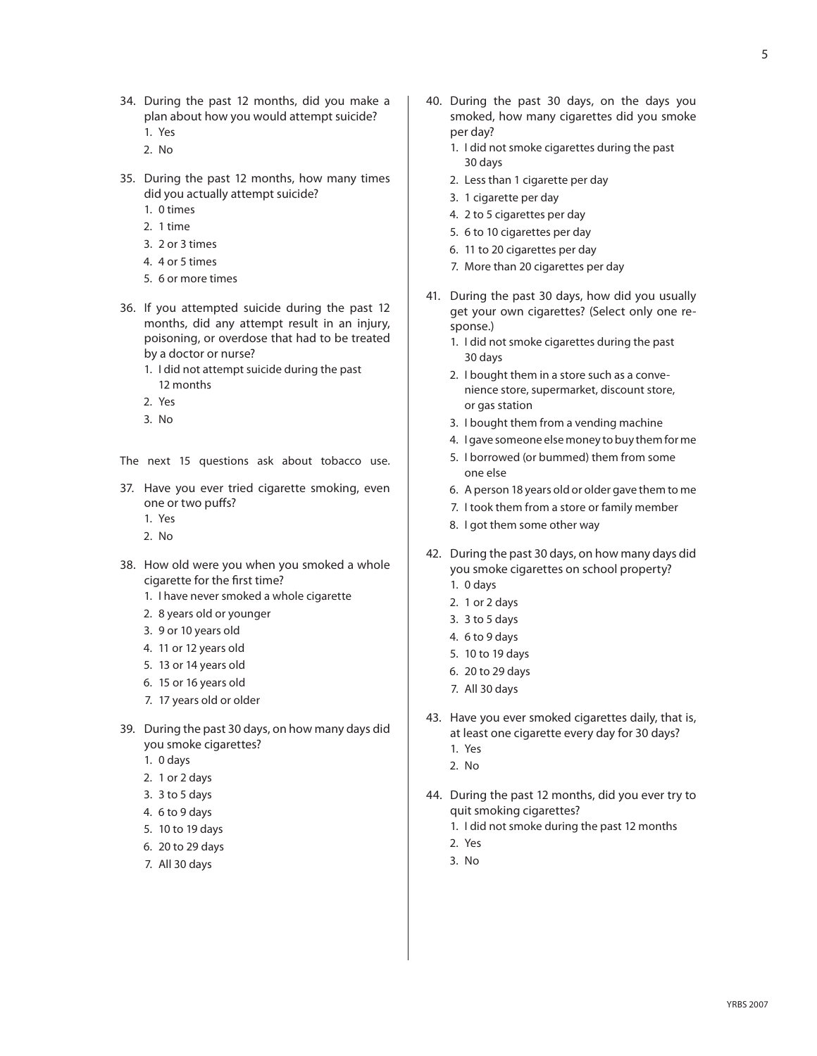34. During the past 12 months, did you make a plan about how you would attempt suicide?
    1. Yes
    2. No

35. During the past 12 months, how many times did you actually attempt suicide?
    1. 0 times
    2. 1 time
    3. 2 or 3 times
    4. 4 or 5 times
    5. 6 or more times

36. If you attempted suicide during the past 12 months, did any attempt result in an injury, poisoning, or overdose that had to be treated by a doctor or nurse?
    1. I did not attempt suicide during the past 12 months
    2. Yes
    3. No

The next 15 questions ask about tobacco use.

37. Have you ever tried cigarette smoking, even one or two puffs?
    1. Yes
    2. No

38. How old were you when you smoked a whole cigarette for the first time?
    1. I have never smoked a whole cigarette
    2. 8 years old or younger
    3. 9 or 10 years old
    4. 11 or 12 years old
    5. 13 or 14 years old
    6. 15 or 16 years old
    7. 17 years old or older

39. During the past 30 days, on how many days did you smoke cigarettes?
    1. 0 days
    2. 1 or 2 days
    3. 3 to 5 days
    4. 6 to 9 days
    5. 10 to 19 days
    6. 20 to 29 days
    7. All 30 days

40. During the past 30 days, on the days you smoked, how many cigarettes did you smoke per day?
    1. I did not smoke cigarettes during the past 30 days
    2. Less than 1 cigarette per day
    3. 1 cigarette per day
    4. 2 to 5 cigarettes per day
    5. 6 to 10 cigarettes per day
    6. 11 to 20 cigarettes per day
    7. More than 20 cigarettes per day

41. During the past 30 days, how did you usually get your own cigarettes? (Select only one response.)
    1. I did not smoke cigarettes during the past 30 days
    2. I bought them in a store such as a convenience store, supermarket, discount store, or gas station
    3. I bought them from a vending machine
    4. I gave someone else money to buy them for me
    5. I borrowed (or bummed) them from some one else
    6. A person 18 years old or older gave them to me
    7. I took them from a store or family member
    8. I got them some other way

42. During the past 30 days, on how many days did you smoke cigarettes on school property?
    1. 0 days
    2. 1 or 2 days
    3. 3 to 5 days
    4. 6 to 9 days
    5. 10 to 19 days
    6. 20 to 29 days
    7. All 30 days

43. Have you ever smoked cigarettes daily, that is, at least one cigarette every day for 30 days?
    1. Yes
    2. No

44. During the past 12 months, did you ever try to quit smoking cigarettes?
    1. I did not smoke during the past 12 months
    2. Yes
    3. No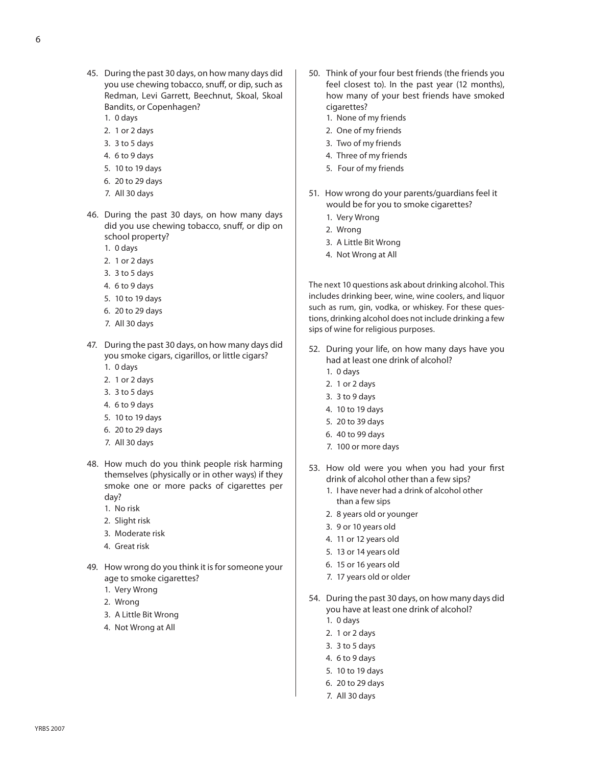45. During the past 30 days, on how many days did you use chewing tobacco, snuff, or dip, such as Redman, Levi Garrett, Beechnut, Skoal, Skoal Bandits, or Copenhagen?
    1. 0 days
    2. 1 or 2 days
    3. 3 to 5 days
    4. 6 to 9 days
    5. 10 to 19 days
    6. 20 to 29 days
    7. All 30 days

46. During the past 30 days, on how many days did you use chewing tobacco, snuff, or dip on school property?
    1. 0 days
    2. 1 or 2 days
    3. 3 to 5 days
    4. 6 to 9 days
    5. 10 to 19 days
    6. 20 to 29 days
    7. All 30 days

47. During the past 30 days, on how many days did you smoke cigars, cigarillos, or little cigars?
    1. 0 days
    2. 1 or 2 days
    3. 3 to 5 days
    4. 6 to 9 days
    5. 10 to 19 days
    6. 20 to 29 days
    7. All 30 days

48. How much do you think people risk harming themselves (physically or in other ways) if they smoke one or more packs of cigarettes per day?
    1. No risk
    2. Slight risk
    3. Moderate risk
    4. Great risk

49. How wrong do you think it is for someone your age to smoke cigarettes?
    1. Very Wrong
    2. Wrong
    3. A Little Bit Wrong
    4. Not Wrong at All

50. Think of your four best friends (the friends you feel closest to). In the past year (12 months), how many of your best friends have smoked cigarettes?
    1. None of my friends
    2. One of my friends
    3. Two of my friends
    4. Three of my friends
    5. Four of my friends

51. How wrong do your parents/guardians feel it would be for you to smoke cigarettes?
    1. Very Wrong
    2. Wrong
    3. A Little Bit Wrong
    4. Not Wrong at All

The next 10 questions ask about drinking alcohol. This includes drinking beer, wine, wine coolers, and liquor such as rum, gin, vodka, or whiskey. For these questions, drinking alcohol does not include drinking a few sips of wine for religious purposes.

52. During your life, on how many days have you had at least one drink of alcohol?
    1. 0 days
    2. 1 or 2 days
    3. 3 to 9 days
    4. 10 to 19 days
    5. 20 to 39 days
    6. 40 to 99 days
    7. 100 or more days

53. How old were you when you had your first drink of alcohol other than a few sips?
    1. I have never had a drink of alcohol other than a few sips
    2. 8 years old or younger
    3. 9 or 10 years old
    4. 11 or 12 years old
    5. 13 or 14 years old
    6. 15 or 16 years old
    7. 17 years old or older

54. During the past 30 days, on how many days did you have at least one drink of alcohol?
    1. 0 days
    2. 1 or 2 days
    3. 3 to 5 days
    4. 6 to 9 days
    5. 10 to 19 days
    6. 20 to 29 days
    7. All 30 days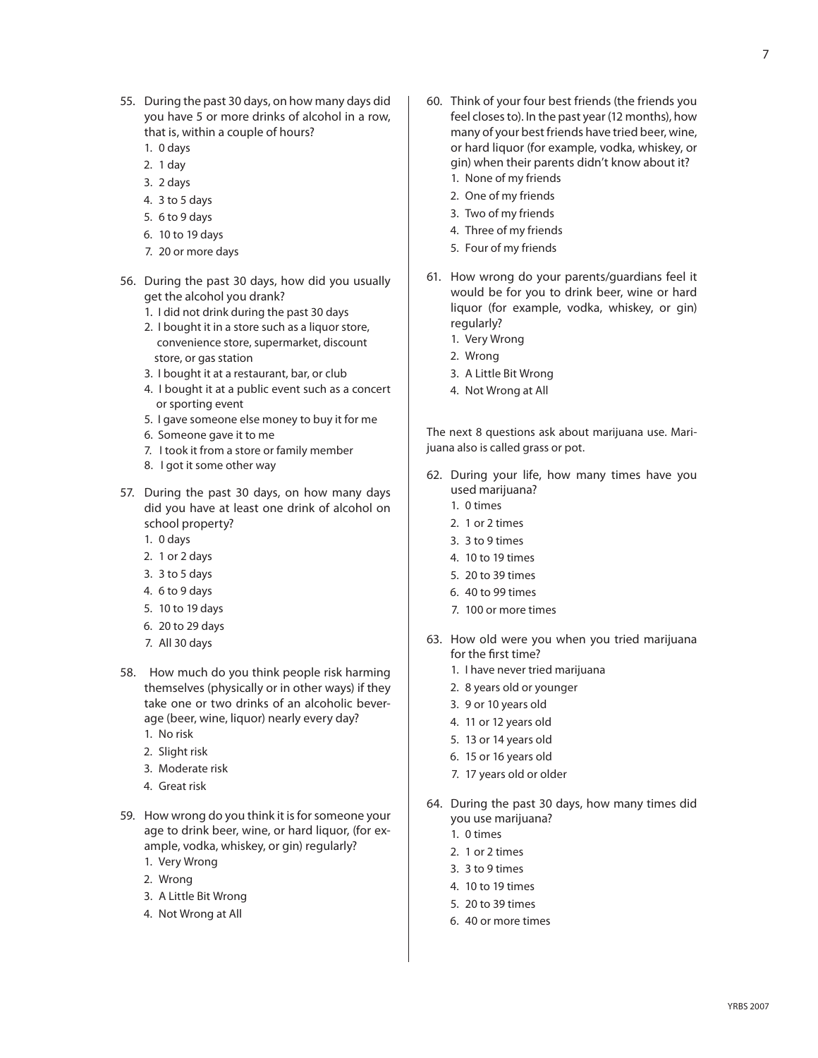55. During the past 30 days, on how many days did you have 5 or more drinks of alcohol in a row, that is, within a couple of hours?
    1. 0 days
    2. 1 day
    3. 2 days
    4. 3 to 5 days
    5. 6 to 9 days
    6. 10 to 19 days
    7. 20 or more days

56. During the past 30 days, how did you usually get the alcohol you drank?
    1. I did not drink during the past 30 days
    2. I bought it in a store such as a liquor store, convenience store, supermarket, discount store, or gas station
    3. I bought it at a restaurant, bar, or club
    4. I bought it at a public event such as a concert or sporting event
    5. I gave someone else money to buy it for me
    6. Someone gave it to me
    7. I took it from a store or family member
    8. I got it some other way

57. During the past 30 days, on how many days did you have at least one drink of alcohol on school property?
    1. 0 days
    2. 1 or 2 days
    3. 3 to 5 days
    4. 6 to 9 days
    5. 10 to 19 days
    6. 20 to 29 days
    7. All 30 days

58. How much do you think people risk harming themselves (physically or in other ways) if they take one or two drinks of an alcoholic beverage (beer, wine, liquor) nearly every day?
    1. No risk
    2. Slight risk
    3. Moderate risk
    4. Great risk

59. How wrong do you think it is for someone your age to drink beer, wine, or hard liquor, (for example, vodka, whiskey, or gin) regularly?
    1. Very Wrong
    2. Wrong
    3. A Little Bit Wrong
    4. Not Wrong at All

60. Think of your four best friends (the friends you feel closes to). In the past year (12 months), how many of your best friends have tried beer, wine, or hard liquor (for example, vodka, whiskey, or gin) when their parents didn't know about it?
    1. None of my friends
    2. One of my friends
    3. Two of my friends
    4. Three of my friends
    5. Four of my friends

61. How wrong do your parents/guardians feel it would be for you to drink beer, wine or hard liquor (for example, vodka, whiskey, or gin) regularly?
    1. Very Wrong
    2. Wrong
    3. A Little Bit Wrong
    4. Not Wrong at All

The next 8 questions ask about marijuana use. Marijuana also is called grass or pot.

62. During your life, how many times have you used marijuana?
    1. 0 times
    2. 1 or 2 times
    3. 3 to 9 times
    4. 10 to 19 times
    5. 20 to 39 times
    6. 40 to 99 times
    7. 100 or more times

63. How old were you when you tried marijuana for the first time?
    1. I have never tried marijuana
    2. 8 years old or younger
    3. 9 or 10 years old
    4. 11 or 12 years old
    5. 13 or 14 years old
    6. 15 or 16 years old
    7. 17 years old or older

64. During the past 30 days, how many times did you use marijuana?
    1. 0 times
    2. 1 or 2 times
    3. 3 to 9 times
    4. 10 to 19 times
    5. 20 to 39 times
    6. 40 or more times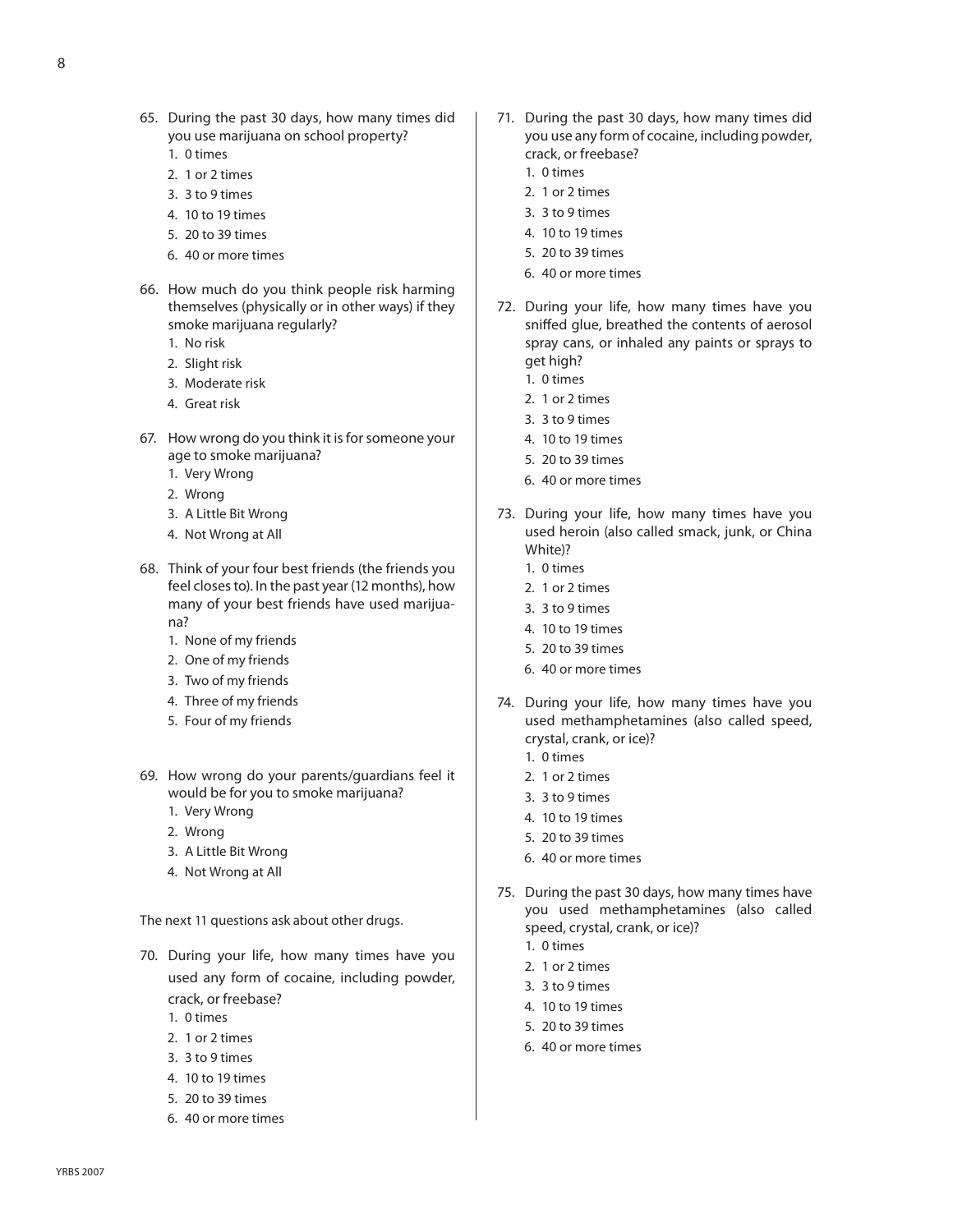65. During the past 30 days, how many times did you use marijuana on school property?
    1. 0 times
    2. 1 or 2 times
    3. 3 to 9 times
    4. 10 to 19 times
    5. 20 to 39 times
    6. 40 or more times

66. How much do you think people risk harming themselves (physically or in other ways) if they smoke marijuana regularly?
    1. No risk
    2. Slight risk
    3. Moderate risk
    4. Great risk

67. How wrong do you think it is for someone your age to smoke marijuana?
    1. Very Wrong
    2. Wrong
    3. A Little Bit Wrong
    4. Not Wrong at All

68. Think of your four best friends (the friends you feel closes to). In the past year (12 months), how many of your best friends have used marijuana?
    1. None of my friends
    2. One of my friends
    3. Two of my friends
    4. Three of my friends
    5. Four of my friends

69. How wrong do your parents/guardians feel it would be for you to smoke marijuana?
    1. Very Wrong
    2. Wrong
    3. A Little Bit Wrong
    4. Not Wrong at All

The next 11 questions ask about other drugs.

70. During your life, how many times have you used any form of cocaine, including powder, crack, or freebase?
    1. 0 times
    2. 1 or 2 times
    3. 3 to 9 times
    4. 10 to 19 times
    5. 20 to 39 times
    6. 40 or more times

71. During the past 30 days, how many times did you use any form of cocaine, including powder, crack, or freebase?
    1. 0 times
    2. 1 or 2 times
    3. 3 to 9 times
    4. 10 to 19 times
    5. 20 to 39 times
    6. 40 or more times

72. During your life, how many times have you sniffed glue, breathed the contents of aerosol spray cans, or inhaled any paints or sprays to get high?
    1. 0 times
    2. 1 or 2 times
    3. 3 to 9 times
    4. 10 to 19 times
    5. 20 to 39 times
    6. 40 or more times

73. During your life, how many times have you used heroin (also called smack, junk, or China White)?
    1. 0 times
    2. 1 or 2 times
    3. 3 to 9 times
    4. 10 to 19 times
    5. 20 to 39 times
    6. 40 or more times

74. During your life, how many times have you used methamphetamines (also called speed, crystal, crank, or ice)?
    1. 0 times
    2. 1 or 2 times
    3. 3 to 9 times
    4. 10 to 19 times
    5. 20 to 39 times
    6. 40 or more times

75. During the past 30 days, how many times have you used methamphetamines (also called speed, crystal, crank, or ice)?
    1. 0 times
    2. 1 or 2 times
    3. 3 to 9 times
    4. 10 to 19 times
    5. 20 to 39 times
    6. 40 or more times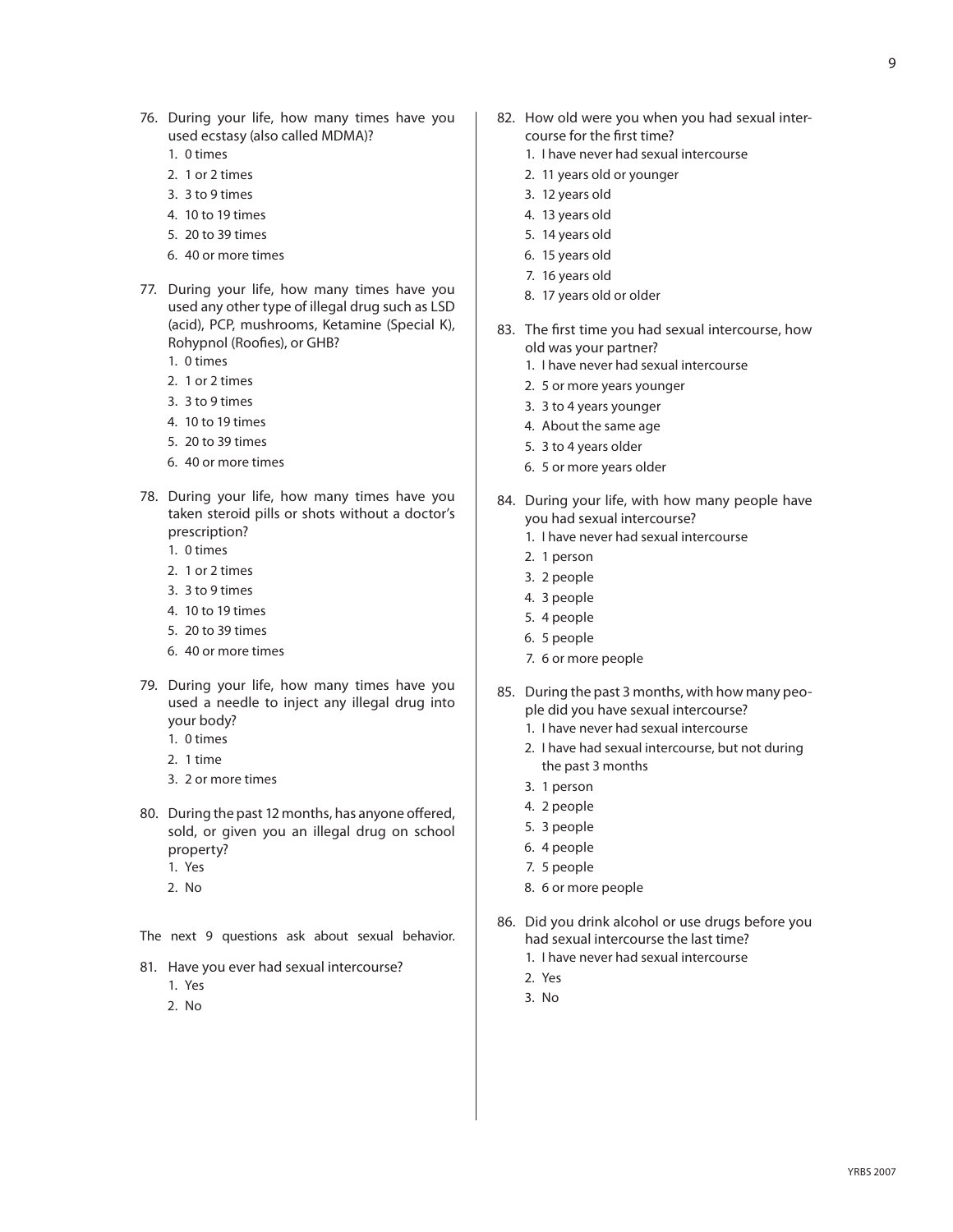76. During your life, how many times have you used ecstasy (also called MDMA)?
    1. 0 times
    2. 1 or 2 times
    3. 3 to 9 times
    4. 10 to 19 times
    5. 20 to 39 times
    6. 40 or more times

77. During your life, how many times have you used any other type of illegal drug such as LSD (acid), PCP, mushrooms, Ketamine (Special K), Rohypnol (Roofies), or GHB?
    1. 0 times
    2. 1 or 2 times
    3. 3 to 9 times
    4. 10 to 19 times
    5. 20 to 39 times
    6. 40 or more times

78. During your life, how many times have you taken steroid pills or shots without a doctor's prescription?
    1. 0 times
    2. 1 or 2 times
    3. 3 to 9 times
    4. 10 to 19 times
    5. 20 to 39 times
    6. 40 or more times

79. During your life, how many times have you used a needle to inject any illegal drug into your body?
    1. 0 times
    2. 1 time
    3. 2 or more times

80. During the past 12 months, has anyone offered, sold, or given you an illegal drug on school property?
    1. Yes
    2. No

The next 9 questions ask about sexual behavior.

81. Have you ever had sexual intercourse?
    1. Yes
    2. No

82. How old were you when you had sexual intercourse for the first time?
    1. I have never had sexual intercourse
    2. 11 years old or younger
    3. 12 years old
    4. 13 years old
    5. 14 years old
    6. 15 years old
    7. 16 years old
    8. 17 years old or older

83. The first time you had sexual intercourse, how old was your partner?
    1. I have never had sexual intercourse
    2. 5 or more years younger
    3. 3 to 4 years younger
    4. About the same age
    5. 3 to 4 years older
    6. 5 or more years older

84. During your life, with how many people have you had sexual intercourse?
    1. I have never had sexual intercourse
    2. 1 person
    3. 2 people
    4. 3 people
    5. 4 people
    6. 5 people
    7. 6 or more people

85. During the past 3 months, with how many people did you have sexual intercourse?
    1. I have never had sexual intercourse
    2. I have had sexual intercourse, but not during the past 3 months
    3. 1 person
    4. 2 people
    5. 3 people
    6. 4 people
    7. 5 people
    8. 6 or more people

86. Did you drink alcohol or use drugs before you had sexual intercourse the last time?
    1. I have never had sexual intercourse
    2. Yes
    3. No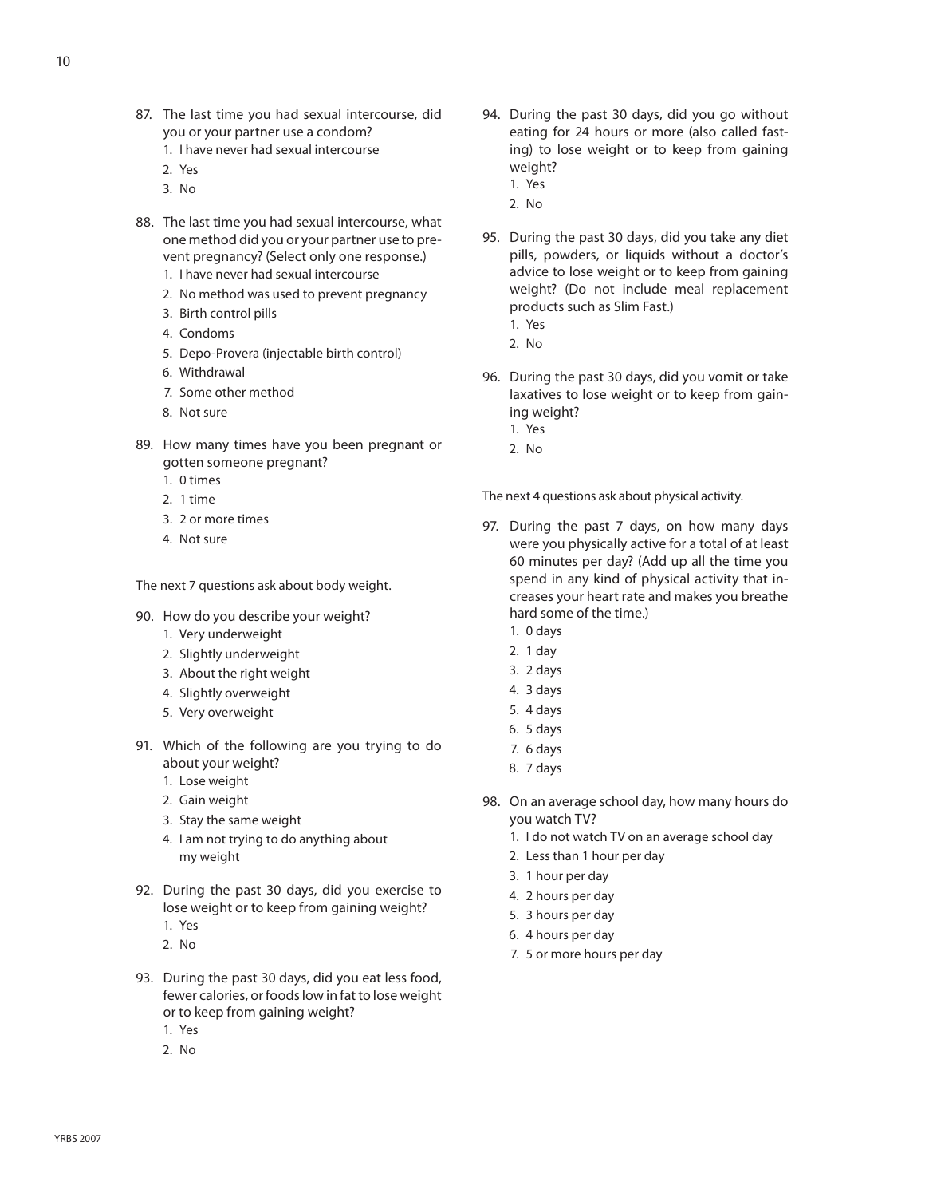87. The last time you had sexual intercourse, did you or your partner use a condom?
    1. I have never had sexual intercourse
    2. Yes
    3. No

88. The last time you had sexual intercourse, what one method did you or your partner use to prevent pregnancy? (Select only one response.)
    1. I have never had sexual intercourse
    2. No method was used to prevent pregnancy
    3. Birth control pills
    4. Condoms
    5. Depo-Provera (injectable birth control)
    6. Withdrawal
    7. Some other method
    8. Not sure

89. How many times have you been pregnant or gotten someone pregnant?
    1. 0 times
    2. 1 time
    3. 2 or more times
    4. Not sure

The next 7 questions ask about body weight.

90. How do you describe your weight?
    1. Very underweight
    2. Slightly underweight
    3. About the right weight
    4. Slightly overweight
    5. Very overweight

91. Which of the following are you trying to do about your weight?
    1. Lose weight
    2. Gain weight
    3. Stay the same weight
    4. I am not trying to do anything about my weight

92. During the past 30 days, did you exercise to lose weight or to keep from gaining weight?
    1. Yes
    2. No

93. During the past 30 days, did you eat less food, fewer calories, or foods low in fat to lose weight or to keep from gaining weight?
    1. Yes
    2. No

94. During the past 30 days, did you go without eating for 24 hours or more (also called fasting) to lose weight or to keep from gaining weight?
    1. Yes
    2. No

95. During the past 30 days, did you take any diet pills, powders, or liquids without a doctor's advice to lose weight or to keep from gaining weight? (Do not include meal replacement products such as Slim Fast.)
    1. Yes
    2. No

96. During the past 30 days, did you vomit or take laxatives to lose weight or to keep from gaining weight?
    1. Yes
    2. No

The next 4 questions ask about physical activity.

97. During the past 7 days, on how many days were you physically active for a total of at least 60 minutes per day? (Add up all the time you spend in any kind of physical activity that increases your heart rate and makes you breathe hard some of the time.)
    1. 0 days
    2. 1 day
    3. 2 days
    4. 3 days
    5. 4 days
    6. 5 days
    7. 6 days
    8. 7 days

98. On an average school day, how many hours do you watch TV?
    1. I do not watch TV on an average school day
    2. Less than 1 hour per day
    3. 1 hour per day
    4. 2 hours per day
    5. 3 hours per day
    6. 4 hours per day
    7. 5 or more hours per day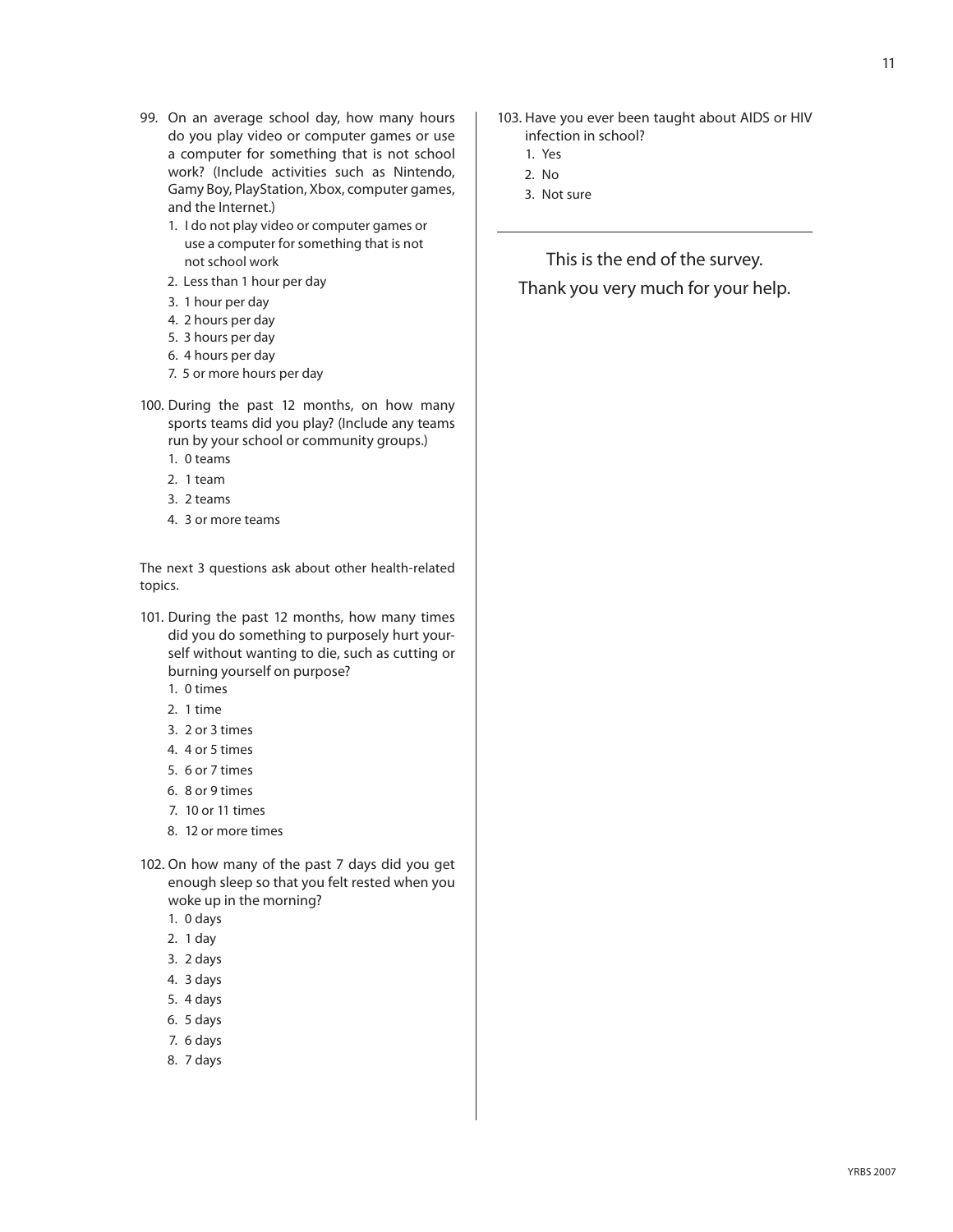99. On an average school day, how many hours do you play video or computer games or use a computer for something that is not school work? (Include activities such as Nintendo, Gamy Boy, PlayStation, Xbox, computer games, and the Internet.)
    1. I do not play video or computer games or use a computer for something that is not not school work
    2. Less than 1 hour per day
    3. 1 hour per day
    4. 2 hours per day
    5. 3 hours per day
    6. 4 hours per day
    7. 5 or more hours per day

100. During the past 12 months, on how many sports teams did you play? (Include any teams run by your school or community groups.)
    1. 0 teams
    2. 1 team
    3. 2 teams
    4. 3 or more teams

The next 3 questions ask about other health-related topics.

101. During the past 12 months, how many times did you do something to purposely hurt yourself without wanting to die, such as cutting or burning yourself on purpose?
    1. 0 times
    2. 1 time
    3. 2 or 3 times
    4. 4 or 5 times
    5. 6 or 7 times
    6. 8 or 9 times
    7. 10 or 11 times
    8. 12 or more times

102. On how many of the past 7 days did you get enough sleep so that you felt rested when you woke up in the morning?
    1. 0 days
    2. 1 day
    3. 2 days
    4. 3 days
    5. 4 days
    6. 5 days
    7. 6 days
    8. 7 days

103. Have you ever been taught about AIDS or HIV infection in school?
    1. Yes
    2. No
    3. Not sure

---

This is the end of the survey.

Thank you very much for your help.